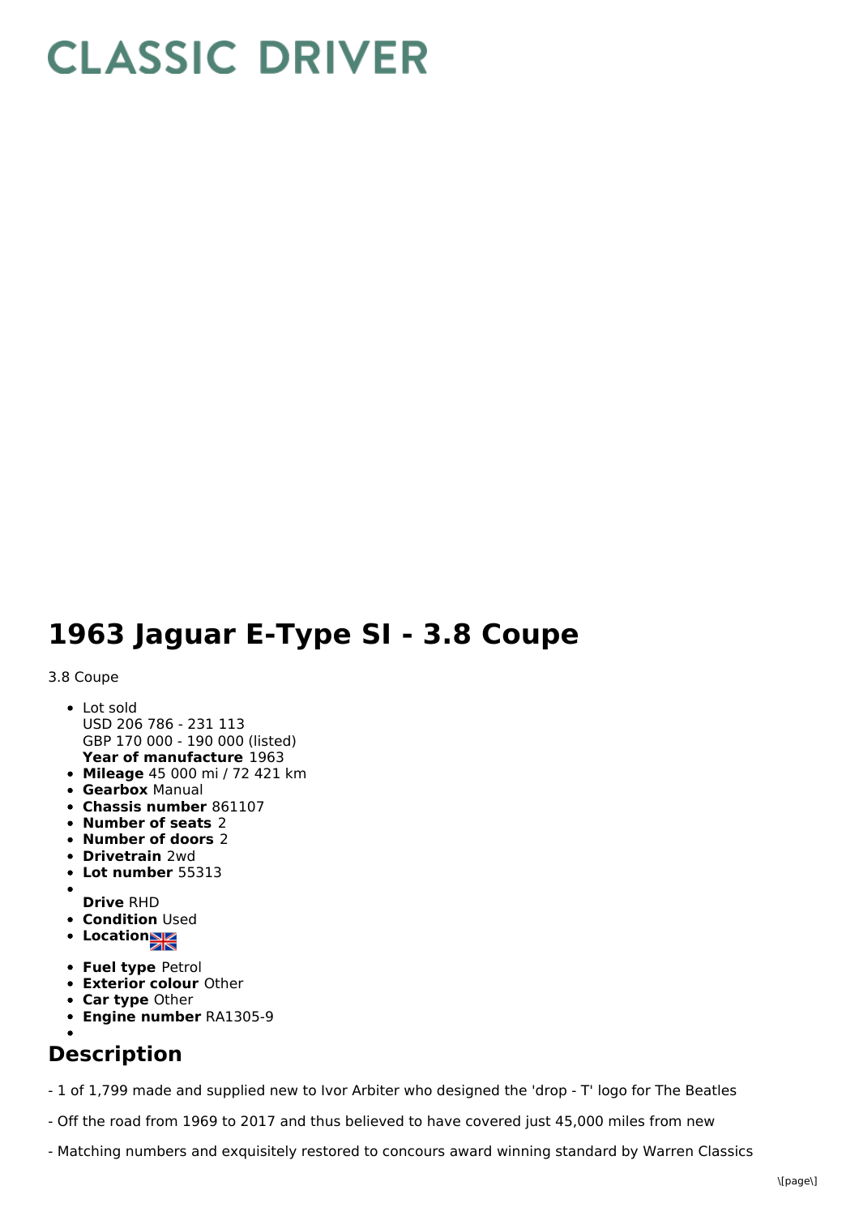# CLASSIC DRIVER

# 1963 Jaguar E-Type SI - 3.8 Coupe

3.8 Coupe

- Lot sold
  USD 206 786 - 231 113
  GBP 170 000 - 190 000 (listed)
  **Year of manufacture** 1963
- **Mileage** 45 000 mi / 72 421 km
- **Gearbox** Manual
- **Chassis number** 861107
- **Number of seats** 2
- **Number of doors** 2
- **Drivetrain** 2wd
- **Lot number** 55313
- **Drive** RHD
- **Condition** Used
- **Location**
- **Fuel type** Petrol
- **Exterior colour** Other
- **Car type** Other
- **Engine number** RA1305-9

## Description

- 1 of 1,799 made and supplied new to Ivor Arbiter who designed the 'drop - T' logo for The Beatles

- Off the road from 1969 to 2017 and thus believed to have covered just 45,000 miles from new

- Matching numbers and exquisitely restored to concours award winning standard by Warren Classics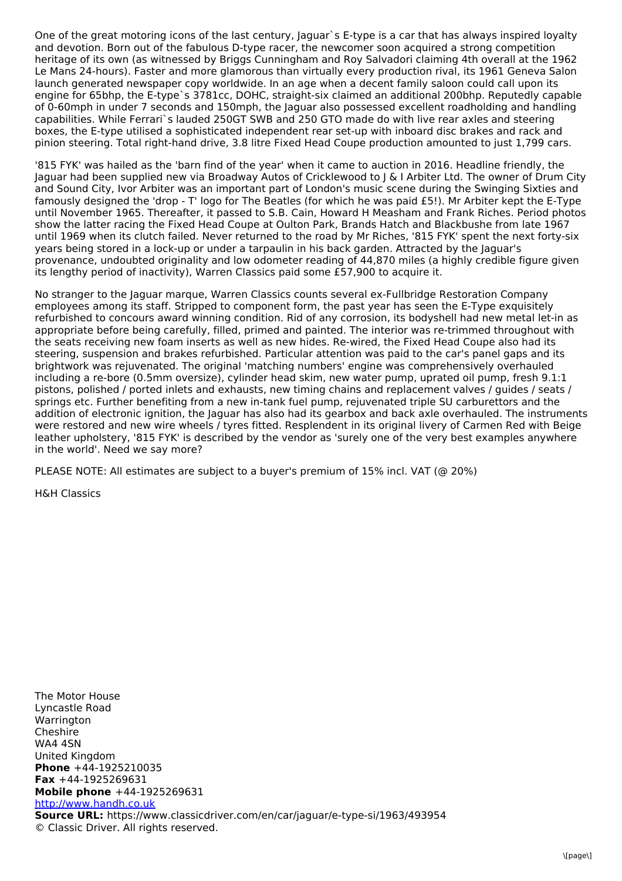One of the great motoring icons of the last century, Jaguar`s E-type is a car that has always inspired loyalty and devotion. Born out of the fabulous D-type racer, the newcomer soon acquired a strong competition heritage of its own (as witnessed by Briggs Cunningham and Roy Salvadori claiming 4th overall at the 1962 Le Mans 24-hours). Faster and more glamorous than virtually every production rival, its 1961 Geneva Salon launch generated newspaper copy worldwide. In an age when a decent family saloon could call upon its engine for 65bhp, the E-type`s 3781cc, DOHC, straight-six claimed an additional 200bhp. Reputedly capable of 0-60mph in under 7 seconds and 150mph, the Jaguar also possessed excellent roadholding and handling capabilities. While Ferrari`s lauded 250GT SWB and 250 GTO made do with live rear axles and steering boxes, the E-type utilised a sophisticated independent rear set-up with inboard disc brakes and rack and pinion steering. Total right-hand drive, 3.8 litre Fixed Head Coupe production amounted to just 1,799 cars.

'815 FYK' was hailed as the 'barn find of the year' when it came to auction in 2016. Headline friendly, the Jaguar had been supplied new via Broadway Autos of Cricklewood to J & I Arbiter Ltd. The owner of Drum City and Sound City, Ivor Arbiter was an important part of London's music scene during the Swinging Sixties and famously designed the 'drop - T' logo for The Beatles (for which he was paid £5!). Mr Arbiter kept the E-Type until November 1965. Thereafter, it passed to S.B. Cain, Howard H Measham and Frank Riches. Period photos show the latter racing the Fixed Head Coupe at Oulton Park, Brands Hatch and Blackbushe from late 1967 until 1969 when its clutch failed. Never returned to the road by Mr Riches, '815 FYK' spent the next forty-six years being stored in a lock-up or under a tarpaulin in his back garden. Attracted by the Jaguar's provenance, undoubted originality and low odometer reading of 44,870 miles (a highly credible figure given its lengthy period of inactivity), Warren Classics paid some £57,900 to acquire it.

No stranger to the Jaguar marque, Warren Classics counts several ex-Fullbridge Restoration Company employees among its staff. Stripped to component form, the past year has seen the E-Type exquisitely refurbished to concours award winning condition. Rid of any corrosion, its bodyshell had new metal let-in as appropriate before being carefully, filled, primed and painted. The interior was re-trimmed throughout with the seats receiving new foam inserts as well as new hides. Re-wired, the Fixed Head Coupe also had its steering, suspension and brakes refurbished. Particular attention was paid to the car's panel gaps and its brightwork was rejuvenated. The original 'matching numbers' engine was comprehensively overhauled including a re-bore (0.5mm oversize), cylinder head skim, new water pump, uprated oil pump, fresh 9.1:1 pistons, polished / ported inlets and exhausts, new timing chains and replacement valves / guides / seats / springs etc. Further benefiting from a new in-tank fuel pump, rejuvenated triple SU carburettors and the addition of electronic ignition, the Jaguar has also had its gearbox and back axle overhauled. The instruments were restored and new wire wheels / tyres fitted. Resplendent in its original livery of Carmen Red with Beige leather upholstery, '815 FYK' is described by the vendor as 'surely one of the very best examples anywhere in the world'. Need we say more?

PLEASE NOTE: All estimates are subject to a buyer's premium of 15% incl. VAT (@ 20%)

H&H Classics

The Motor House
Lyncastle Road
Warrington
Cheshire
WA4 4SN
United Kingdom
**Phone** +44-1925210035
**Fax** +44-1925269631
**Mobile phone** +44-1925269631
[http://www.handh.co.uk](http://www.handh.co.uk)
**Source URL:** https://www.classicdriver.com/en/car/jaguar/e-type-si/1963/493954
© Classic Driver. All rights reserved.